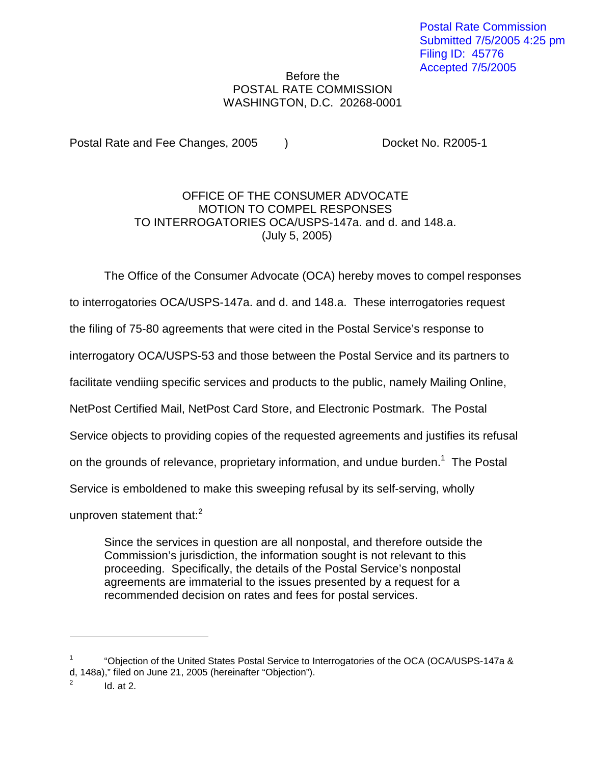Postal Rate Commission
Submitted 7/5/2005 4:25 pm
Filing ID: 45776
Accepted 7/5/2005

Before the
POSTAL RATE COMMISSION
WASHINGTON, D.C. 20268-0001

Postal Rate and Fee Changes, 2005 ) Docket No. R2005-1

OFFICE OF THE CONSUMER ADVOCATE
MOTION TO COMPEL RESPONSES
TO INTERROGATORIES OCA/USPS-147a. and d. and 148.a.
(July 5, 2005)

The Office of the Consumer Advocate (OCA) hereby moves to compel responses to interrogatories OCA/USPS-147a. and d. and 148.a. These interrogatories request the filing of 75-80 agreements that were cited in the Postal Service's response to interrogatory OCA/USPS-53 and those between the Postal Service and its partners to facilitate vendiing specific services and products to the public, namely Mailing Online, NetPost Certified Mail, NetPost Card Store, and Electronic Postmark. The Postal Service objects to providing copies of the requested agreements and justifies its refusal on the grounds of relevance, proprietary information, and undue burden.[1] The Postal Service is emboldened to make this sweeping refusal by its self-serving, wholly unproven statement that:[2]

> Since the services in question are all nonpostal, and therefore outside the Commission's jurisdiction, the information sought is not relevant to this proceeding. Specifically, the details of the Postal Service's nonpostal agreements are immaterial to the issues presented by a request for a recommended decision on rates and fees for postal services.

---

[1] "Objection of the United States Postal Service to Interrogatories of the OCA (OCA/USPS-147a & d, 148a)," filed on June 21, 2005 (hereinafter "Objection").

[2] Id. at 2.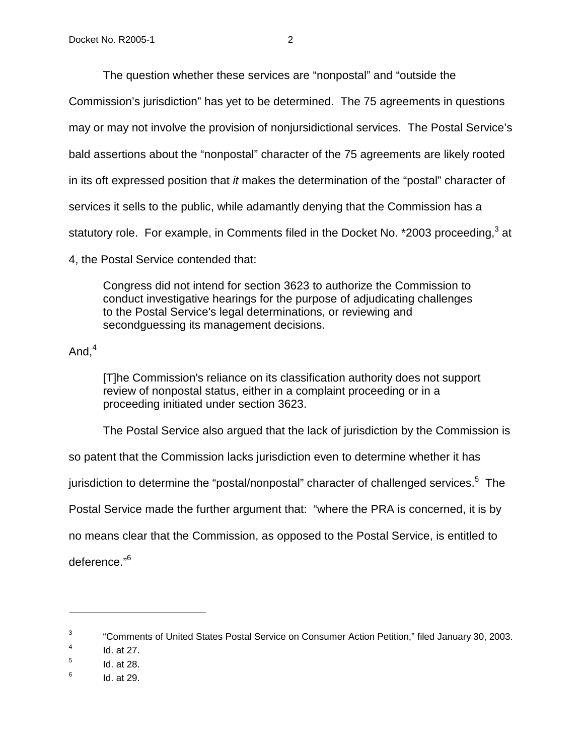The question whether these services are "nonpostal" and "outside the Commission's jurisdiction" has yet to be determined. The 75 agreements in questions may or may not involve the provision of nonjursidictional services. The Postal Service's bald assertions about the "nonpostal" character of the 75 agreements are likely rooted in its oft expressed position that *it* makes the determination of the "postal" character of services it sells to the public, while adamantly denying that the Commission has a statutory role. For example, in Comments filed in the Docket No. *2003 proceeding,[3] at 4, the Postal Service contended that:

> Congress did not intend for section 3623 to authorize the Commission to conduct investigative hearings for the purpose of adjudicating challenges to the Postal Service's legal determinations, or reviewing and secondguessing its management decisions.

And,[4]

> [T]he Commission's reliance on its classification authority does not support review of nonpostal status, either in a complaint proceeding or in a proceeding initiated under section 3623.

The Postal Service also argued that the lack of jurisdiction by the Commission is so patent that the Commission lacks jurisdiction even to determine whether it has jurisdiction to determine the "postal/nonpostal" character of challenged services.[5] The Postal Service made the further argument that: "where the PRA is concerned, it is by no means clear that the Commission, as opposed to the Postal Service, is entitled to deference."[6]

---

[3] "Comments of United States Postal Service on Consumer Action Petition," filed January 30, 2003.

[4] Id. at 27.

[5] Id. at 28.

[6] Id. at 29.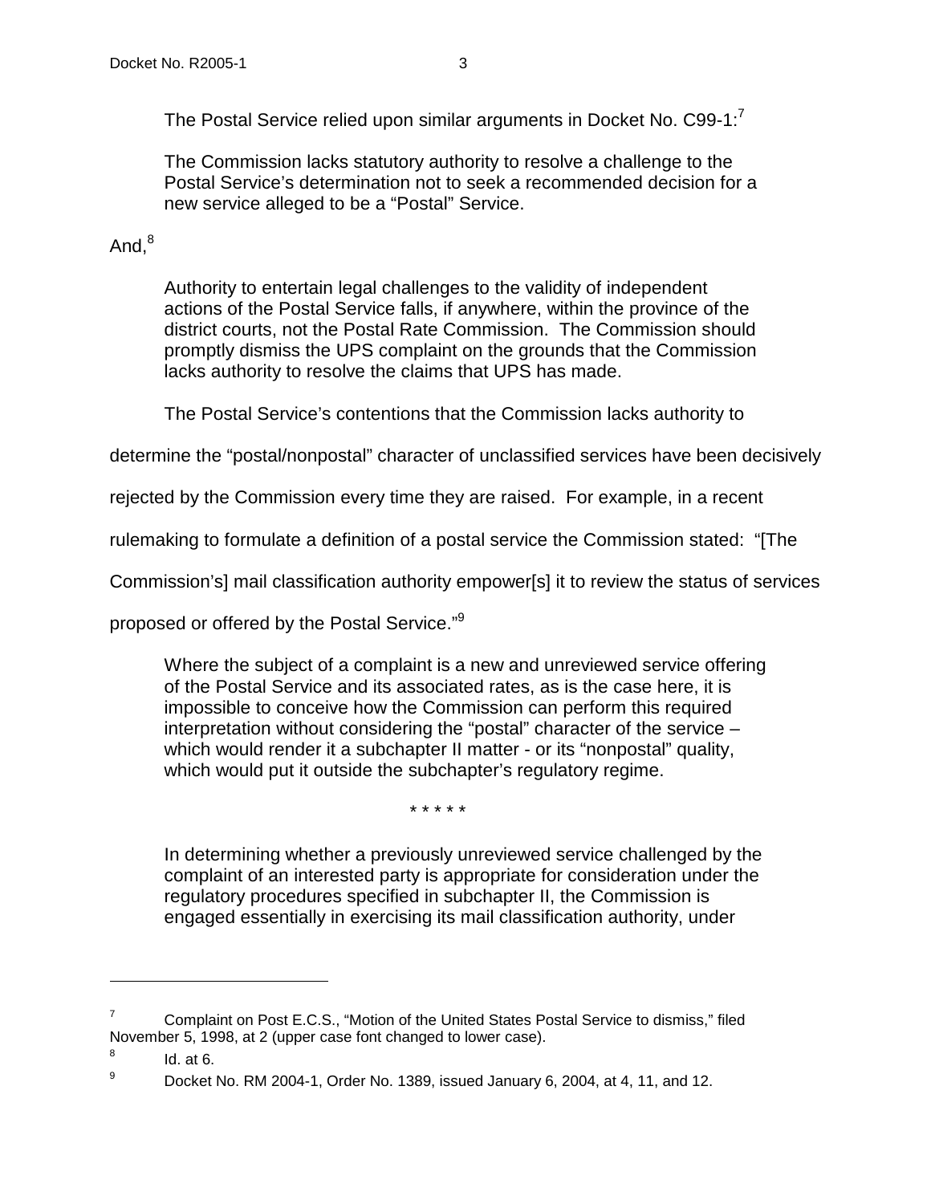The Postal Service relied upon similar arguments in Docket No. C99-1:[7]

> The Commission lacks statutory authority to resolve a challenge to the Postal Service's determination not to seek a recommended decision for a new service alleged to be a "Postal" Service.

And,[8]

> Authority to entertain legal challenges to the validity of independent actions of the Postal Service falls, if anywhere, within the province of the district courts, not the Postal Rate Commission. The Commission should promptly dismiss the UPS complaint on the grounds that the Commission lacks authority to resolve the claims that UPS has made.

The Postal Service's contentions that the Commission lacks authority to determine the "postal/nonpostal" character of unclassified services have been decisively rejected by the Commission every time they are raised. For example, in a recent rulemaking to formulate a definition of a postal service the Commission stated: "[The Commission's] mail classification authority empower[s] it to review the status of services proposed or offered by the Postal Service."[9]

> Where the subject of a complaint is a new and unreviewed service offering of the Postal Service and its associated rates, as is the case here, it is impossible to conceive how the Commission can perform this required interpretation without considering the "postal" character of the service – which would render it a subchapter II matter - or its "nonpostal" quality, which would put it outside the subchapter's regulatory regime.
>
> \* \* \* \* \*
>
> In determining whether a previously unreviewed service challenged by the complaint of an interested party is appropriate for consideration under the regulatory procedures specified in subchapter II, the Commission is engaged essentially in exercising its mail classification authority, under

---

[7] Complaint on Post E.C.S., "Motion of the United States Postal Service to dismiss," filed November 5, 1998, at 2 (upper case font changed to lower case).

[8] Id. at 6.

[9] Docket No. RM 2004-1, Order No. 1389, issued January 6, 2004, at 4, 11, and 12.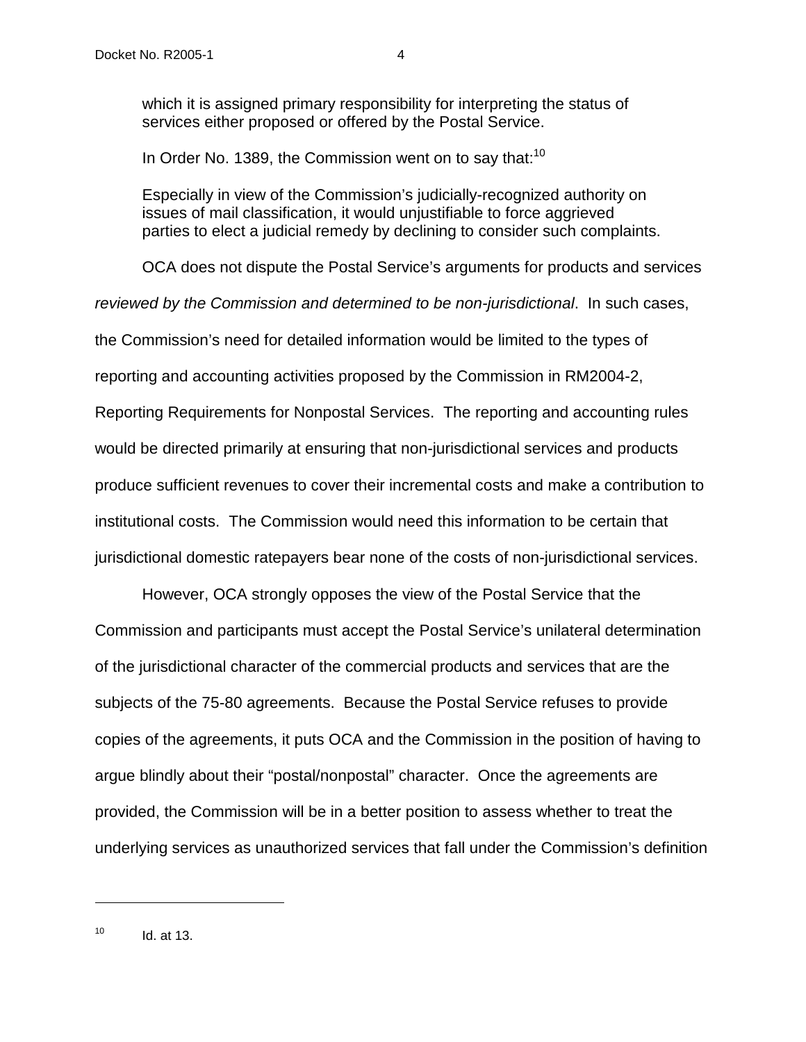> which it is assigned primary responsibility for interpreting the status of services either proposed or offered by the Postal Service.

In Order No. 1389, the Commission went on to say that:[10]

> Especially in view of the Commission's judicially-recognized authority on issues of mail classification, it would unjustifiable to force aggrieved parties to elect a judicial remedy by declining to consider such complaints.

OCA does not dispute the Postal Service's arguments for products and services *reviewed by the Commission and determined to be non-jurisdictional*. In such cases, the Commission's need for detailed information would be limited to the types of reporting and accounting activities proposed by the Commission in RM2004-2, Reporting Requirements for Nonpostal Services. The reporting and accounting rules would be directed primarily at ensuring that non-jurisdictional services and products produce sufficient revenues to cover their incremental costs and make a contribution to institutional costs. The Commission would need this information to be certain that jurisdictional domestic ratepayers bear none of the costs of non-jurisdictional services.

However, OCA strongly opposes the view of the Postal Service that the Commission and participants must accept the Postal Service's unilateral determination of the jurisdictional character of the commercial products and services that are the subjects of the 75-80 agreements. Because the Postal Service refuses to provide copies of the agreements, it puts OCA and the Commission in the position of having to argue blindly about their "postal/nonpostal" character. Once the agreements are provided, the Commission will be in a better position to assess whether to treat the underlying services as unauthorized services that fall under the Commission's definition

---

[10] Id. at 13.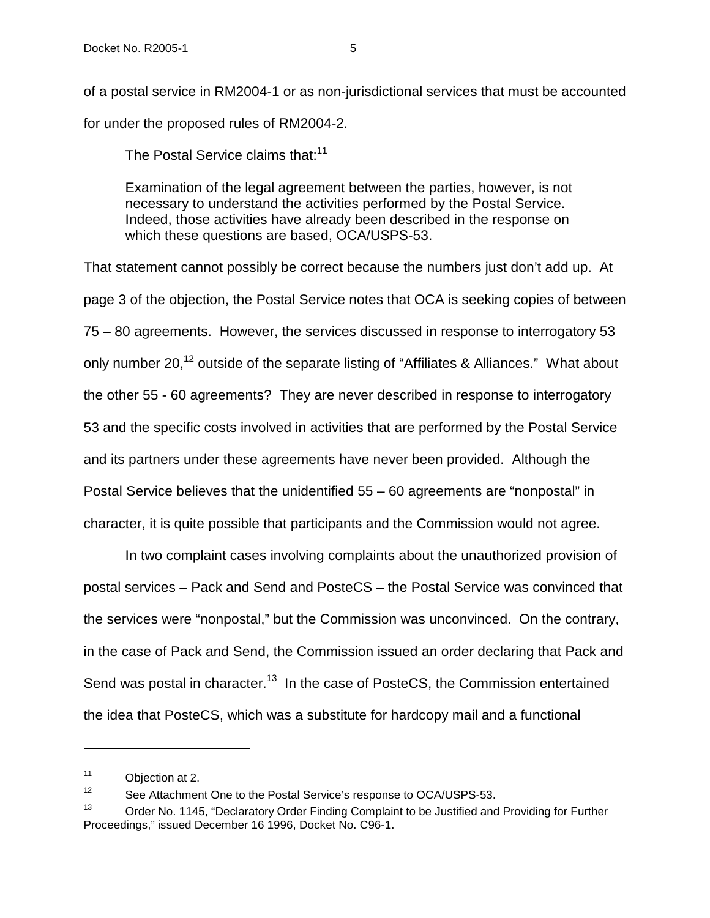of a postal service in RM2004-1 or as non-jurisdictional services that must be accounted for under the proposed rules of RM2004-2.

The Postal Service claims that:[11]

> Examination of the legal agreement between the parties, however, is not necessary to understand the activities performed by the Postal Service. Indeed, those activities have already been described in the response on which these questions are based, OCA/USPS-53.

That statement cannot possibly be correct because the numbers just don't add up. At page 3 of the objection, the Postal Service notes that OCA is seeking copies of between 75 – 80 agreements. However, the services discussed in response to interrogatory 53 only number 20,[12] outside of the separate listing of "Affiliates & Alliances." What about the other 55 - 60 agreements? They are never described in response to interrogatory 53 and the specific costs involved in activities that are performed by the Postal Service and its partners under these agreements have never been provided. Although the Postal Service believes that the unidentified 55 – 60 agreements are "nonpostal" in character, it is quite possible that participants and the Commission would not agree.

In two complaint cases involving complaints about the unauthorized provision of postal services – Pack and Send and PosteCS – the Postal Service was convinced that the services were "nonpostal," but the Commission was unconvinced. On the contrary, in the case of Pack and Send, the Commission issued an order declaring that Pack and Send was postal in character.[13] In the case of PosteCS, the Commission entertained the idea that PosteCS, which was a substitute for hardcopy mail and a functional

---

[11] Objection at 2.

[12] See Attachment One to the Postal Service's response to OCA/USPS-53.

[13] Order No. 1145, "Declaratory Order Finding Complaint to be Justified and Providing for Further Proceedings," issued December 16 1996, Docket No. C96-1.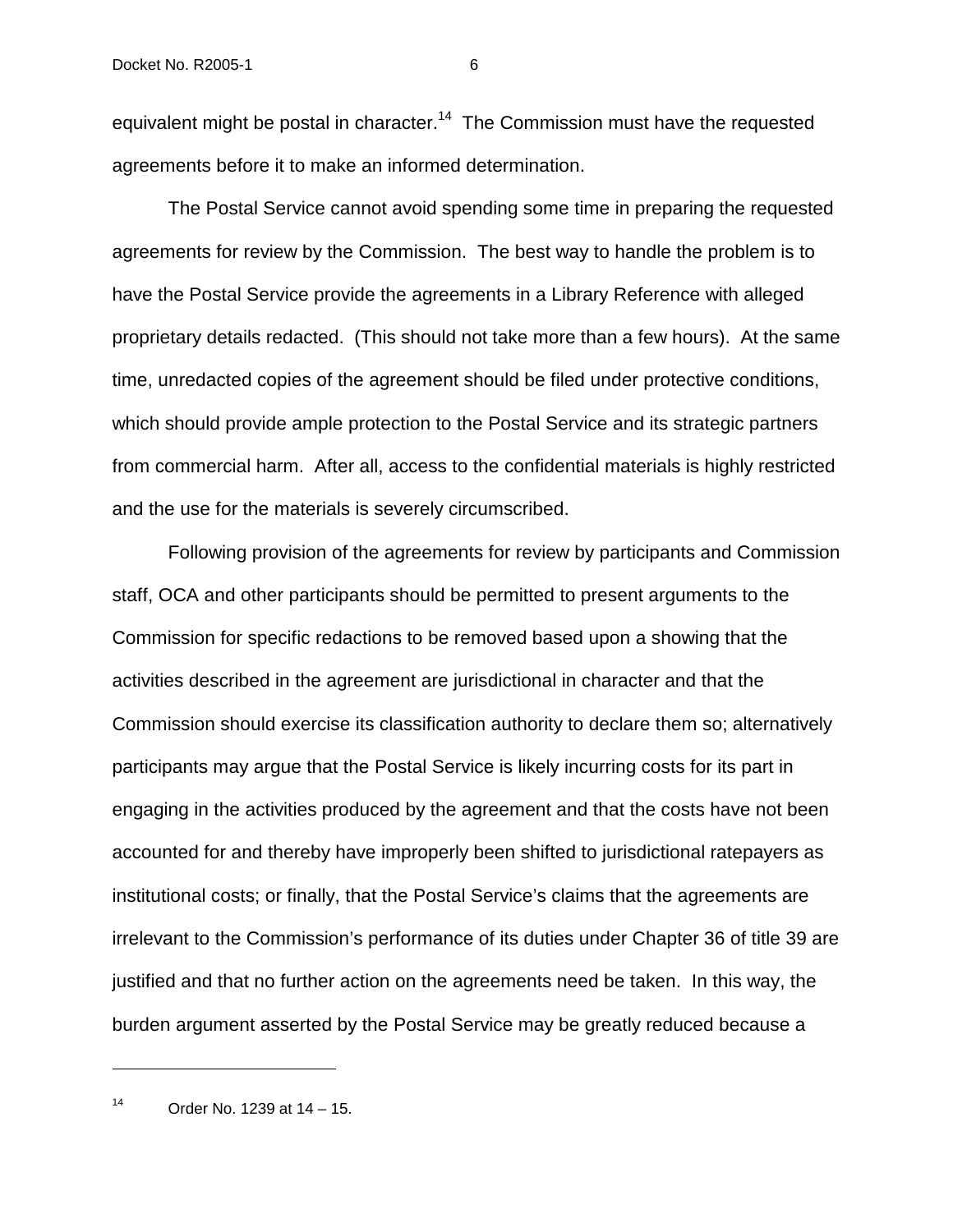equivalent might be postal in character.[14] The Commission must have the requested agreements before it to make an informed determination.

The Postal Service cannot avoid spending some time in preparing the requested agreements for review by the Commission. The best way to handle the problem is to have the Postal Service provide the agreements in a Library Reference with alleged proprietary details redacted. (This should not take more than a few hours). At the same time, unredacted copies of the agreement should be filed under protective conditions, which should provide ample protection to the Postal Service and its strategic partners from commercial harm. After all, access to the confidential materials is highly restricted and the use for the materials is severely circumscribed.

Following provision of the agreements for review by participants and Commission staff, OCA and other participants should be permitted to present arguments to the Commission for specific redactions to be removed based upon a showing that the activities described in the agreement are jurisdictional in character and that the Commission should exercise its classification authority to declare them so; alternatively participants may argue that the Postal Service is likely incurring costs for its part in engaging in the activities produced by the agreement and that the costs have not been accounted for and thereby have improperly been shifted to jurisdictional ratepayers as institutional costs; or finally, that the Postal Service's claims that the agreements are irrelevant to the Commission's performance of its duties under Chapter 36 of title 39 are justified and that no further action on the agreements need be taken. In this way, the burden argument asserted by the Postal Service may be greatly reduced because a

---

[14] Order No. 1239 at 14 – 15.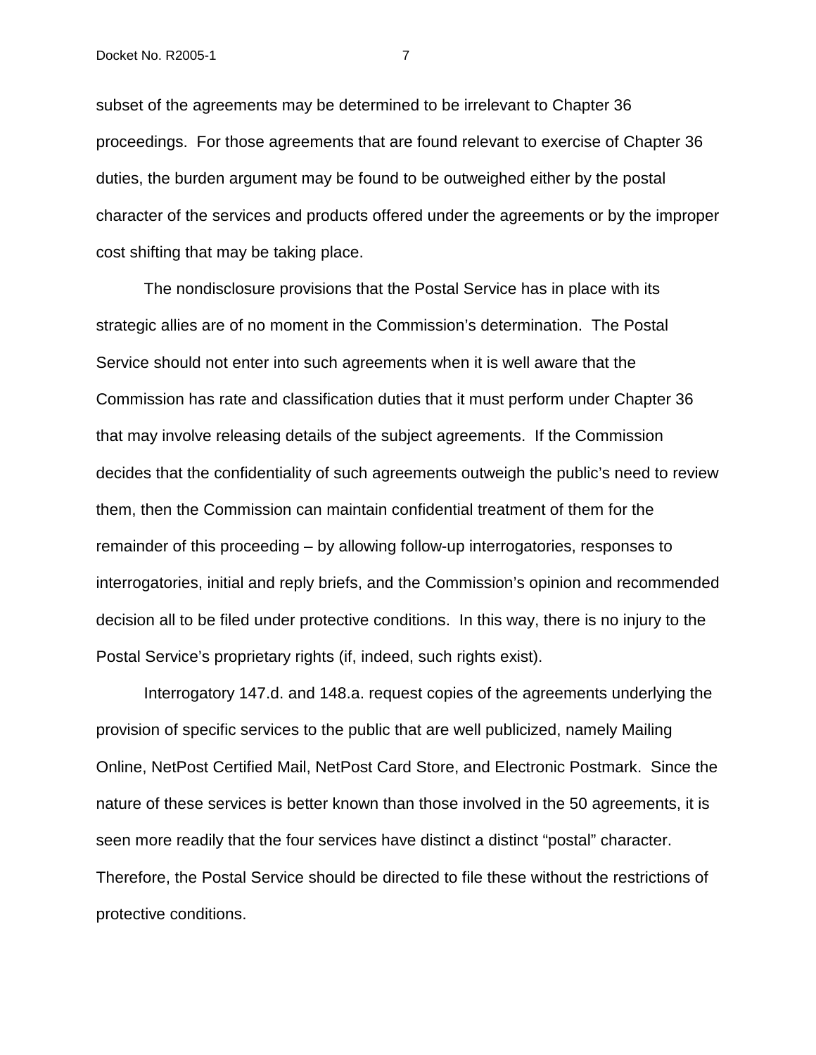subset of the agreements may be determined to be irrelevant to Chapter 36 proceedings. For those agreements that are found relevant to exercise of Chapter 36 duties, the burden argument may be found to be outweighed either by the postal character of the services and products offered under the agreements or by the improper cost shifting that may be taking place.

The nondisclosure provisions that the Postal Service has in place with its strategic allies are of no moment in the Commission's determination. The Postal Service should not enter into such agreements when it is well aware that the Commission has rate and classification duties that it must perform under Chapter 36 that may involve releasing details of the subject agreements. If the Commission decides that the confidentiality of such agreements outweigh the public's need to review them, then the Commission can maintain confidential treatment of them for the remainder of this proceeding – by allowing follow-up interrogatories, responses to interrogatories, initial and reply briefs, and the Commission's opinion and recommended decision all to be filed under protective conditions. In this way, there is no injury to the Postal Service's proprietary rights (if, indeed, such rights exist).

Interrogatory 147.d. and 148.a. request copies of the agreements underlying the provision of specific services to the public that are well publicized, namely Mailing Online, NetPost Certified Mail, NetPost Card Store, and Electronic Postmark. Since the nature of these services is better known than those involved in the 50 agreements, it is seen more readily that the four services have distinct a distinct "postal" character. Therefore, the Postal Service should be directed to file these without the restrictions of protective conditions.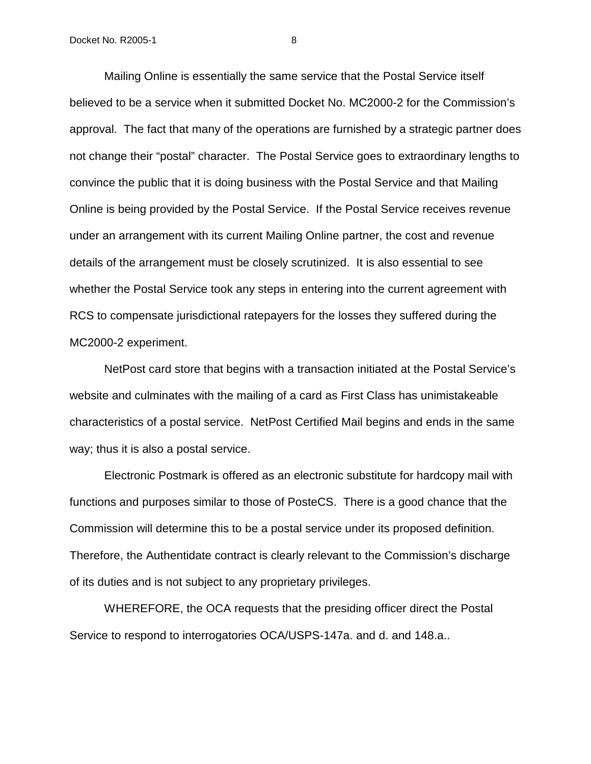Mailing Online is essentially the same service that the Postal Service itself believed to be a service when it submitted Docket No. MC2000-2 for the Commission's approval. The fact that many of the operations are furnished by a strategic partner does not change their "postal" character. The Postal Service goes to extraordinary lengths to convince the public that it is doing business with the Postal Service and that Mailing Online is being provided by the Postal Service. If the Postal Service receives revenue under an arrangement with its current Mailing Online partner, the cost and revenue details of the arrangement must be closely scrutinized. It is also essential to see whether the Postal Service took any steps in entering into the current agreement with RCS to compensate jurisdictional ratepayers for the losses they suffered during the MC2000-2 experiment.

NetPost card store that begins with a transaction initiated at the Postal Service's website and culminates with the mailing of a card as First Class has unimistakeable characteristics of a postal service. NetPost Certified Mail begins and ends in the same way; thus it is also a postal service.

Electronic Postmark is offered as an electronic substitute for hardcopy mail with functions and purposes similar to those of PosteCS. There is a good chance that the Commission will determine this to be a postal service under its proposed definition. Therefore, the Authentidate contract is clearly relevant to the Commission's discharge of its duties and is not subject to any proprietary privileges.

WHEREFORE, the OCA requests that the presiding officer direct the Postal Service to respond to interrogatories OCA/USPS-147a. and d. and 148.a..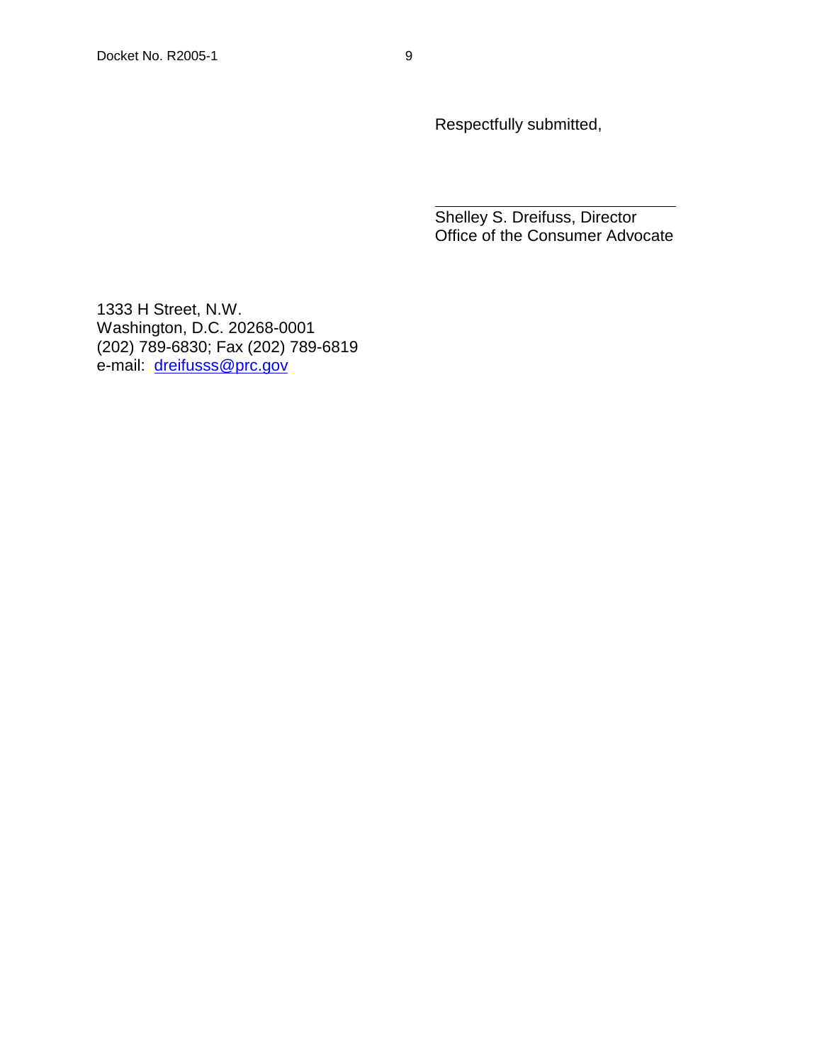Respectfully submitted,

\_\_\_\_\_\_\_\_\_\_\_\_\_\_\_\_\_\_\_\_\_\_\_\_\_\_\_\_

Shelley S. Dreifuss, Director
Office of the Consumer Advocate

1333 H Street, N.W.
Washington, D.C. 20268-0001
(202) 789-6830; Fax (202) 789-6819
e-mail: dreifusss@prc.gov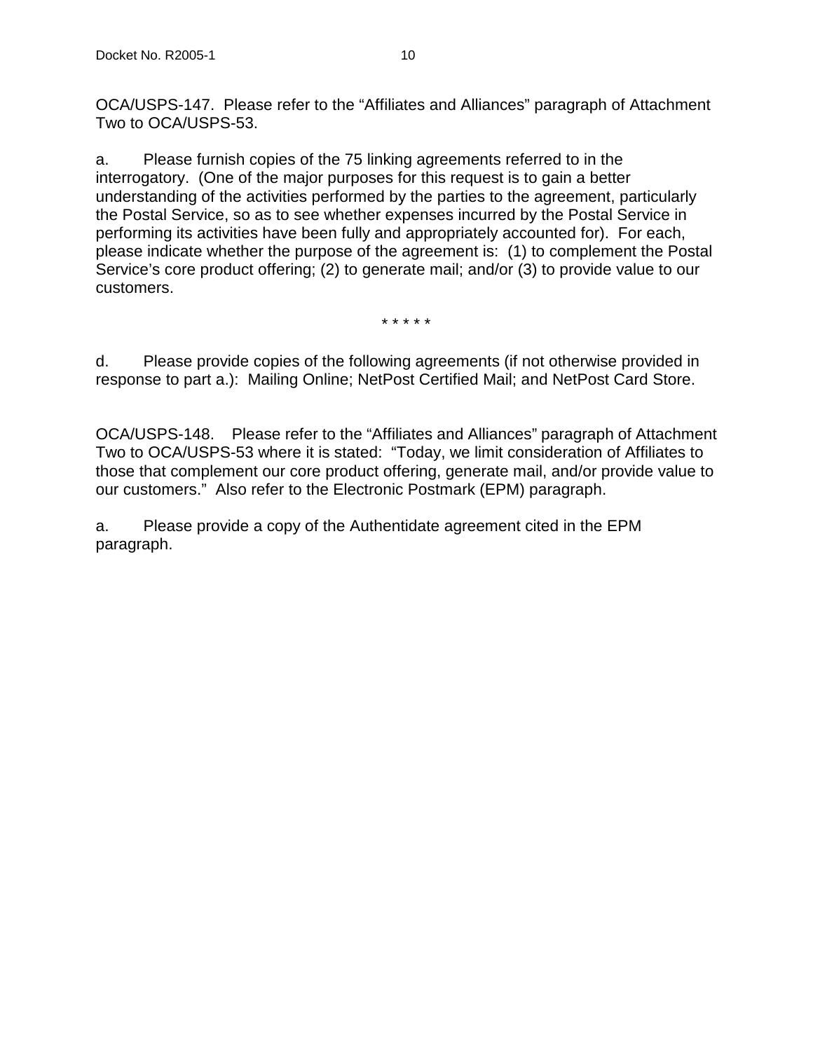OCA/USPS-147. Please refer to the "Affiliates and Alliances" paragraph of Attachment Two to OCA/USPS-53.

a. Please furnish copies of the 75 linking agreements referred to in the interrogatory. (One of the major purposes for this request is to gain a better understanding of the activities performed by the parties to the agreement, particularly the Postal Service, so as to see whether expenses incurred by the Postal Service in performing its activities have been fully and appropriately accounted for). For each, please indicate whether the purpose of the agreement is: (1) to complement the Postal Service's core product offering; (2) to generate mail; and/or (3) to provide value to our customers.

* * * * *

d. Please provide copies of the following agreements (if not otherwise provided in response to part a.): Mailing Online; NetPost Certified Mail; and NetPost Card Store.

OCA/USPS-148. Please refer to the "Affiliates and Alliances" paragraph of Attachment Two to OCA/USPS-53 where it is stated: "Today, we limit consideration of Affiliates to those that complement our core product offering, generate mail, and/or provide value to our customers." Also refer to the Electronic Postmark (EPM) paragraph.

a. Please provide a copy of the Authentidate agreement cited in the EPM paragraph.